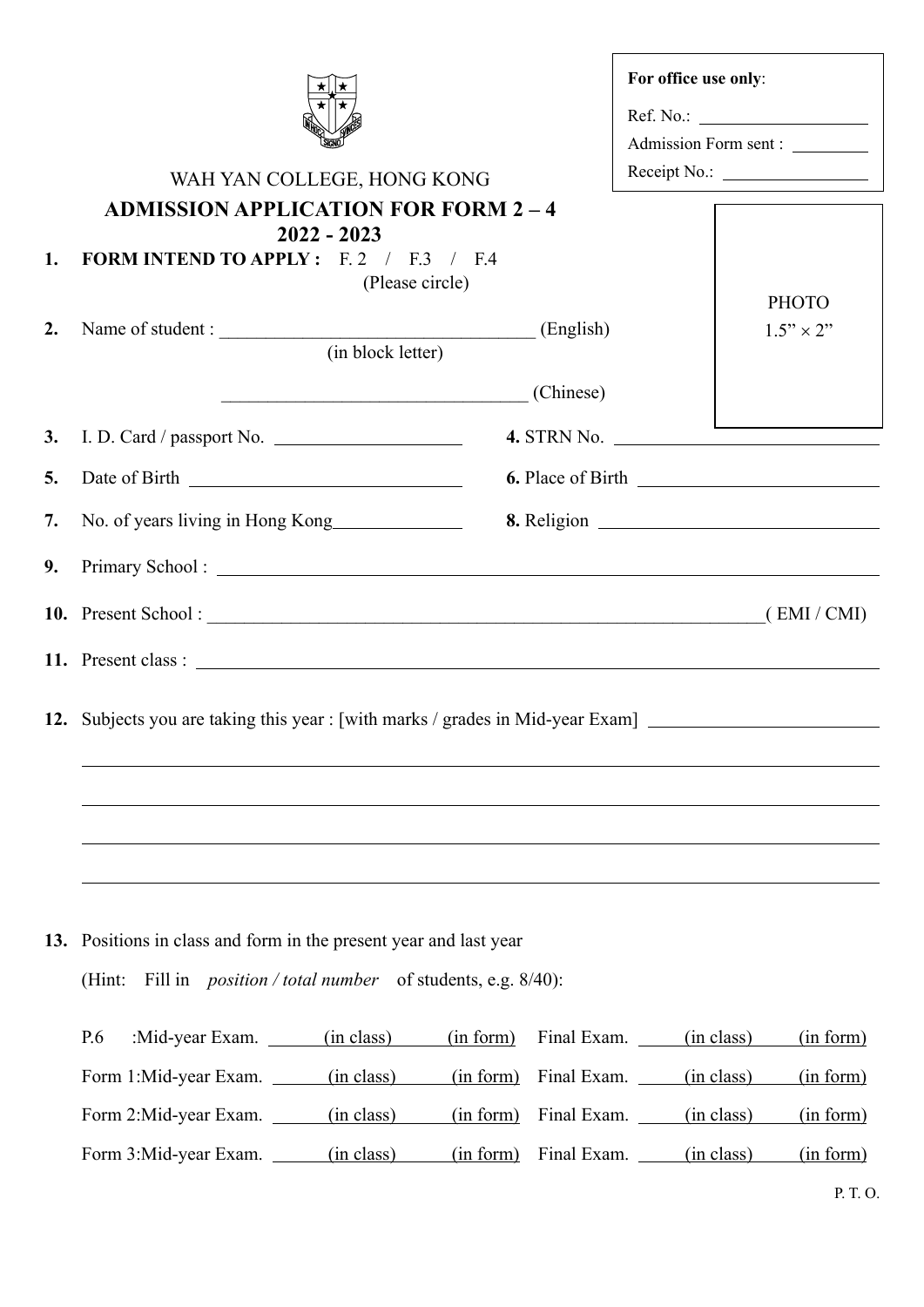**For office use only**:

Ref. No.: ____________________

Admission Form sent : __________

Receipt No.: __________________

WAH YAN COLLEGE, HONG KONG

# ADMISSION APPLICATION FOR FORM 2 – 4

## 2022 - 2023

PHOTO
1.5” × 2”

1. **FORM INTEND TO APPLY :** F. 2 / F.3 / F.4
   (Please circle)

2. Name of student : __________________________________ (English)
   (in block letter)

   __________________________________ (Chinese)

3. I. D. Card / passport No. ____________________

4. STRN No. ______________________________

5. Date of Birth ______________________________

6. Place of Birth ___________________________

7. No. of years living in Hong Kong______________

8. Religion _______________________________

9. Primary School : _______________________________________________________________

10. Present School : ____________________________________________________________( EMI / CMI)

11. Present class : _________________________________________________________________

12. Subjects you are taking this year : [with marks / grades in Mid-year Exam] ________________________

____________________________________________________________________________

____________________________________________________________________________

____________________________________________________________________________

____________________________________________________________________________

13. Positions in class and form in the present year and last year

    (Hint: Fill in *position / total number* of students, e.g. 8/40):

| | Mid-year Exam. | | Final Exam. | |
|---|---|---|---|---|
| P.6 | (in class) | (in form) | (in class) | (in form) |
| Form 1 | (in class) | (in form) | (in class) | (in form) |
| Form 2 | (in class) | (in form) | (in class) | (in form) |
| Form 3 | (in class) | (in form) | (in class) | (in form) |

P. T. O.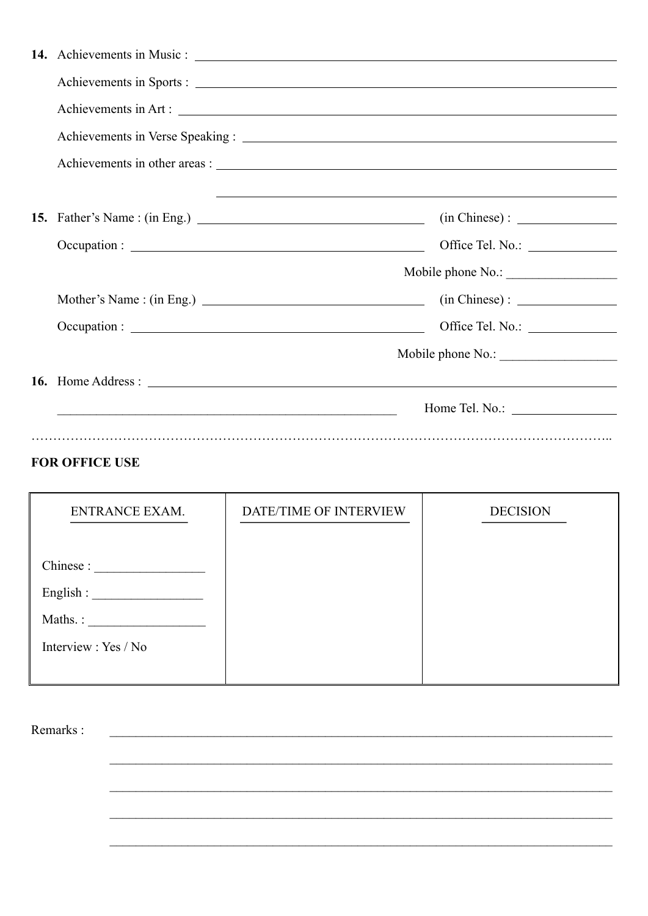**14.** Achievements in Music : ____________________________________________

Achievements in Sports : ____________________________________________

Achievements in Art : ____________________________________________

Achievements in Verse Speaking : ____________________________________________

Achievements in other areas : ____________________________________________

____________________________________________

**15.** Father's Name : (in Eng.) ______________________ (in Chinese) : ______________

Occupation : ______________________ Office Tel. No.: ______________

Mobile phone No.: ______________

Mother's Name : (in Eng.) ______________________ (in Chinese) : ______________

Occupation : ______________________ Office Tel. No.: ______________

Mobile phone No.: ______________

**16.** Home Address : ____________________________________________

______________________________________ Home Tel. No.: ______________

……………………………………………………………………………………………………………..

**FOR OFFICE USE**

| ENTRANCE EXAM. | DATE/TIME OF INTERVIEW | DECISION |
|---|---|---|
| Chinese : ______________<br>English : ______________<br>Maths. : ______________<br>Interview : Yes / No | | |

Remarks : ____________________________________________

____________________________________________

____________________________________________

____________________________________________

____________________________________________